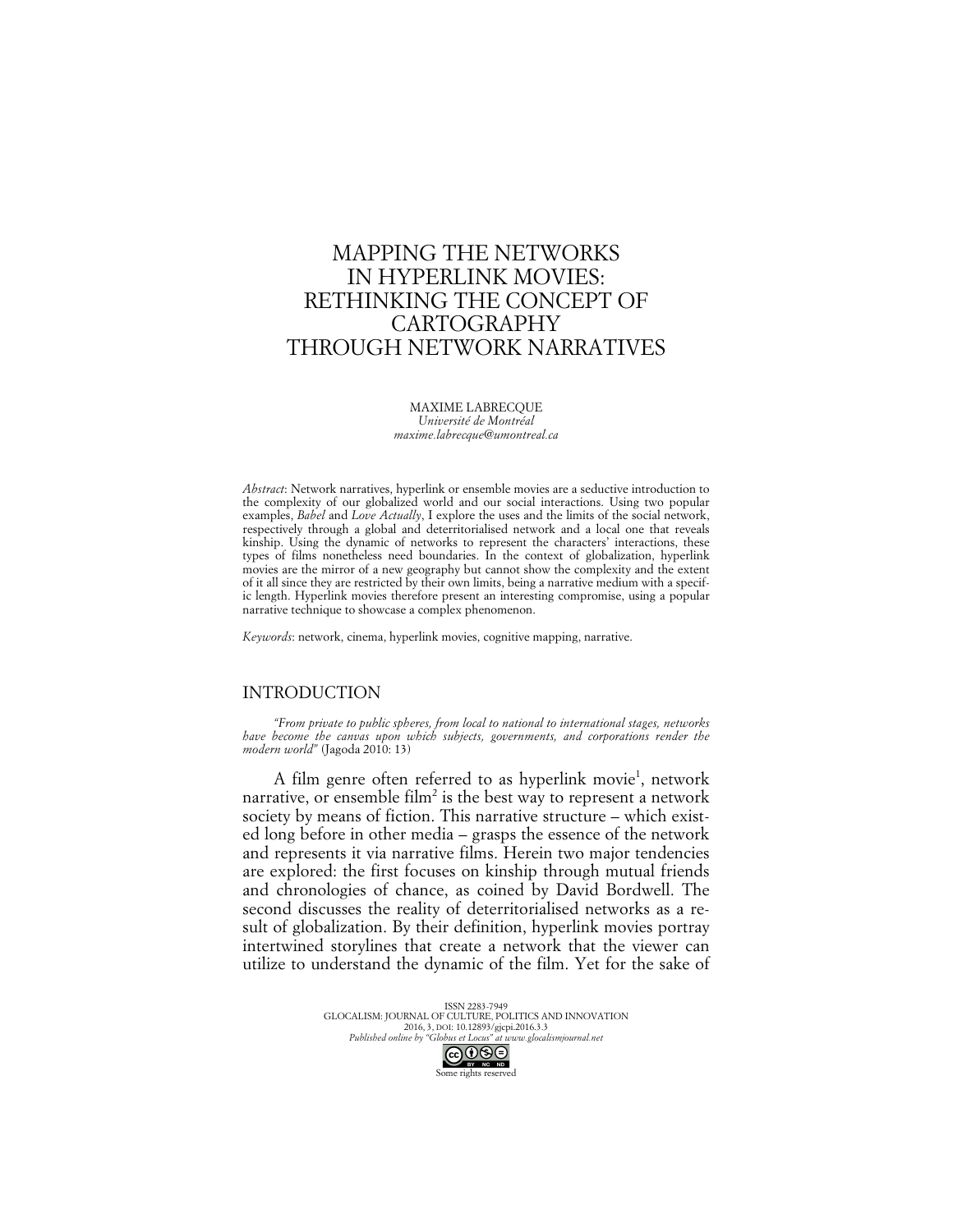# MAPPING THE NETWORKS IN HYPERLINK MOVIES: RETHINKING THE CONCEPT OF CARTOGRAPHY THROUGH NETWORK NARRATIVES

MAXIME LABRECQUE
*Université de Montréal*
*maxime.labrecque@umontreal.ca*

*Abstract*: Network narratives, hyperlink or ensemble movies are a seductive introduction to the complexity of our globalized world and our social interactions. Using two popular examples, *Babel* and *Love Actually*, I explore the uses and the limits of the social network, respectively through a global and deterritorialised network and a local one that reveals kinship. Using the dynamic of networks to represent the characters' interactions, these types of films nonetheless need boundaries. In the context of globalization, hyperlink movies are the mirror of a new geography but cannot show the complexity and the extent of it all since they are restricted by their own limits, being a narrative medium with a specific length. Hyperlink movies therefore present an interesting compromise, using a popular narrative technique to showcase a complex phenomenon.

*Keywords*: network, cinema, hyperlink movies, cognitive mapping, narrative.

## INTRODUCTION

*"From private to public spheres, from local to national to international stages, networks have become the canvas upon which subjects, governments, and corporations render the modern world"* (Jagoda 2010: 13)

A film genre often referred to as hyperlink movie[1], network narrative, or ensemble film[2] is the best way to represent a network society by means of fiction. This narrative structure – which existed long before in other media – grasps the essence of the network and represents it via narrative films. Herein two major tendencies are explored: the first focuses on kinship through mutual friends and chronologies of chance, as coined by David Bordwell. The second discusses the reality of deterritorialised networks as a result of globalization. By their definition, hyperlink movies portray intertwined storylines that create a network that the viewer can utilize to understand the dynamic of the film. Yet for the sake of

ISSN 2283-7949
GLOCALISM: JOURNAL OF CULTURE, POLITICS AND INNOVATION
2016, 3, DOI: 10.12893/gjcpi.2016.3.3
*Published online by "Globus et Locus" at www.glocalismjournal.net*
Some rights reserved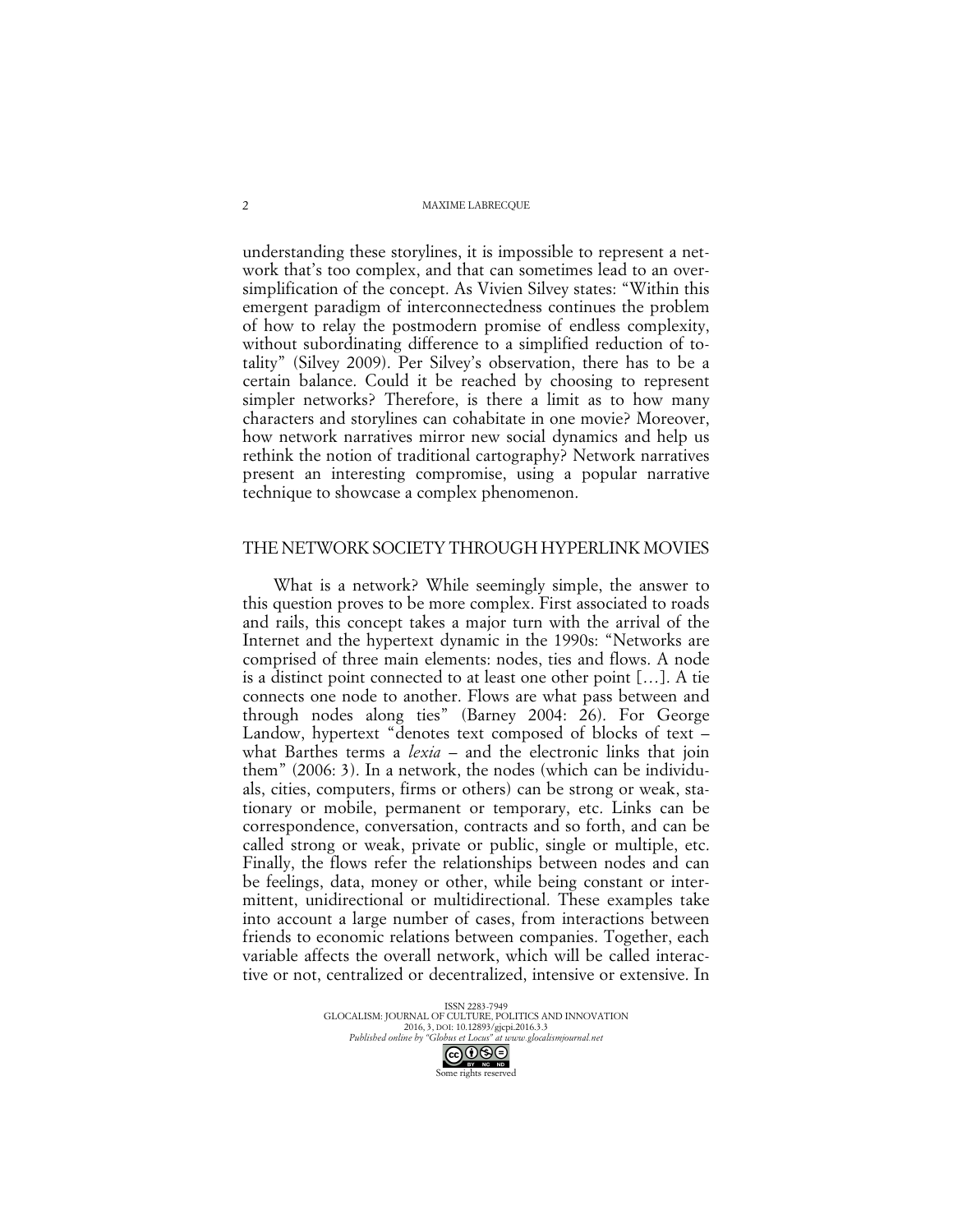understanding these storylines, it is impossible to represent a network that's too complex, and that can sometimes lead to an oversimplification of the concept. As Vivien Silvey states: "Within this emergent paradigm of interconnectedness continues the problem of how to relay the postmodern promise of endless complexity, without subordinating difference to a simplified reduction of totality" (Silvey 2009). Per Silvey's observation, there has to be a certain balance. Could it be reached by choosing to represent simpler networks? Therefore, is there a limit as to how many characters and storylines can cohabitate in one movie? Moreover, how network narratives mirror new social dynamics and help us rethink the notion of traditional cartography? Network narratives present an interesting compromise, using a popular narrative technique to showcase a complex phenomenon.

## THE NETWORK SOCIETY THROUGH HYPERLINK MOVIES

What is a network? While seemingly simple, the answer to this question proves to be more complex. First associated to roads and rails, this concept takes a major turn with the arrival of the Internet and the hypertext dynamic in the 1990s: "Networks are comprised of three main elements: nodes, ties and flows. A node is a distinct point connected to at least one other point […]. A tie connects one node to another. Flows are what pass between and through nodes along ties" (Barney 2004: 26). For George Landow, hypertext "denotes text composed of blocks of text – what Barthes terms a *lexia* – and the electronic links that join them" (2006: 3). In a network, the nodes (which can be individuals, cities, computers, firms or others) can be strong or weak, stationary or mobile, permanent or temporary, etc. Links can be correspondence, conversation, contracts and so forth, and can be called strong or weak, private or public, single or multiple, etc. Finally, the flows refer the relationships between nodes and can be feelings, data, money or other, while being constant or intermittent, unidirectional or multidirectional. These examples take into account a large number of cases, from interactions between friends to economic relations between companies. Together, each variable affects the overall network, which will be called interactive or not, centralized or decentralized, intensive or extensive. In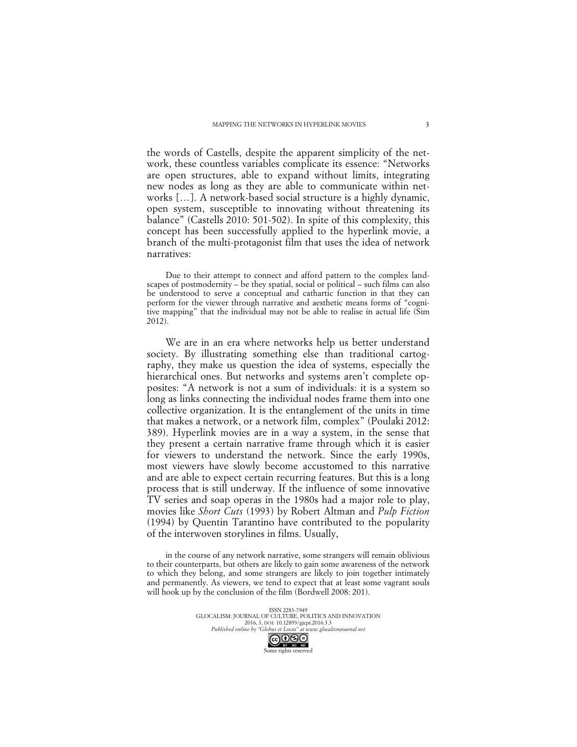the words of Castells, despite the apparent simplicity of the network, these countless variables complicate its essence: "Networks are open structures, able to expand without limits, integrating new nodes as long as they are able to communicate within networks [...]. A network-based social structure is a highly dynamic, open system, susceptible to innovating without threatening its balance" (Castells 2010: 501-502). In spite of this complexity, this concept has been successfully applied to the hyperlink movie, a branch of the multi-protagonist film that uses the idea of network narratives:

> Due to their attempt to connect and afford pattern to the complex landscapes of postmodernity – be they spatial, social or political – such films can also be understood to serve a conceptual and cathartic function in that they can perform for the viewer through narrative and aesthetic means forms of "cognitive mapping" that the individual may not be able to realise in actual life (Sim 2012).

We are in an era where networks help us better understand society. By illustrating something else than traditional cartography, they make us question the idea of systems, especially the hierarchical ones. But networks and systems aren't complete opposites: "A network is not a sum of individuals: it is a system so long as links connecting the individual nodes frame them into one collective organization. It is the entanglement of the units in time that makes a network, or a network film, complex" (Poulaki 2012: 389). Hyperlink movies are in a way a system, in the sense that they present a certain narrative frame through which it is easier for viewers to understand the network. Since the early 1990s, most viewers have slowly become accustomed to this narrative and are able to expect certain recurring features. But this is a long process that is still underway. If the influence of some innovative TV series and soap operas in the 1980s had a major role to play, movies like *Short Cuts* (1993) by Robert Altman and *Pulp Fiction* (1994) by Quentin Tarantino have contributed to the popularity of the interwoven storylines in films. Usually,

> in the course of any network narrative, some strangers will remain oblivious to their counterparts, but others are likely to gain some awareness of the network to which they belong, and some strangers are likely to join together intimately and permanently. As viewers, we tend to expect that at least some vagrant souls will hook up by the conclusion of the film (Bordwell 2008: 201).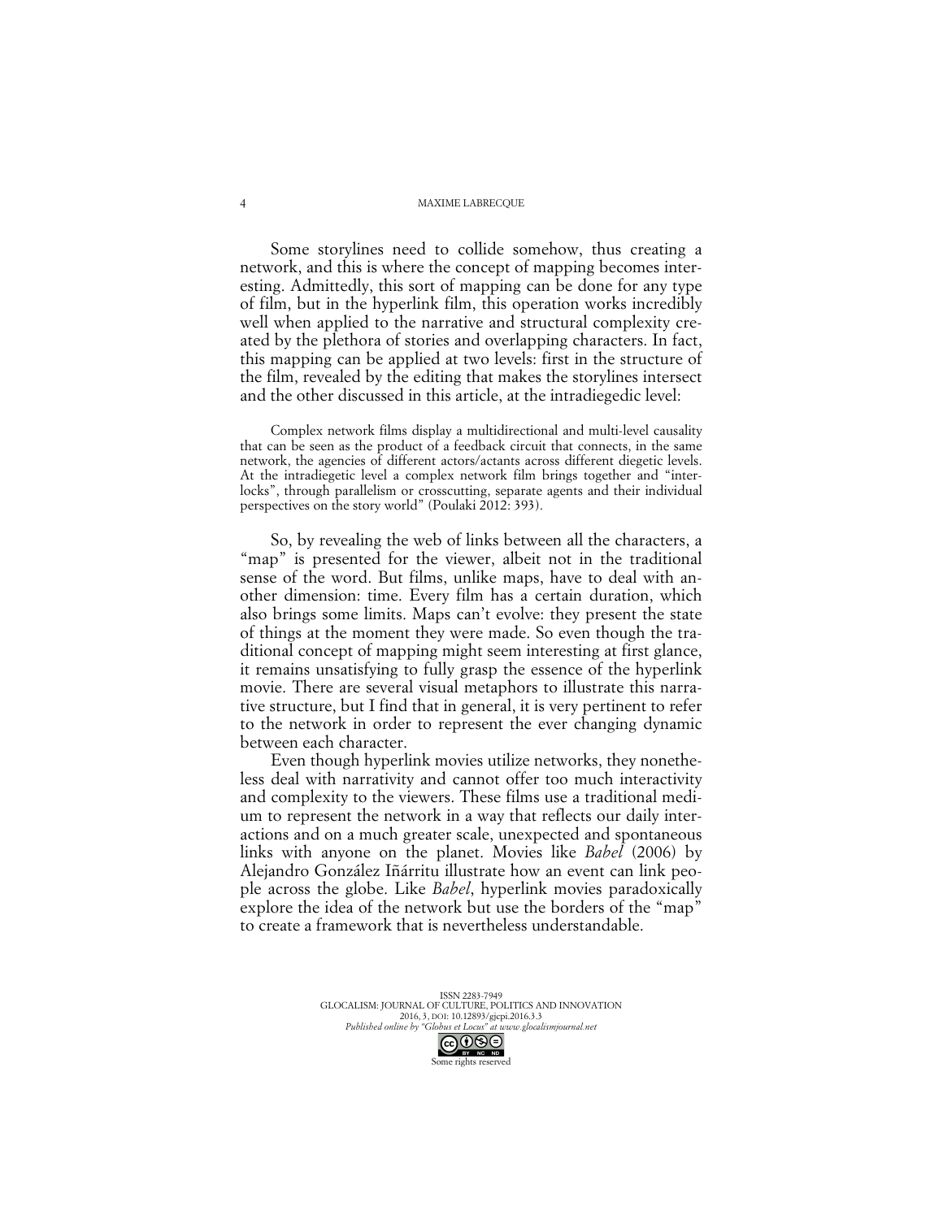Some storylines need to collide somehow, thus creating a network, and this is where the concept of mapping becomes interesting. Admittedly, this sort of mapping can be done for any type of film, but in the hyperlink film, this operation works incredibly well when applied to the narrative and structural complexity created by the plethora of stories and overlapping characters. In fact, this mapping can be applied at two levels: first in the structure of the film, revealed by the editing that makes the storylines intersect and the other discussed in this article, at the intradiegedic level:

> Complex network films display a multidirectional and multi-level causality that can be seen as the product of a feedback circuit that connects, in the same network, the agencies of different actors/actants across different diegetic levels. At the intradiegetic level a complex network film brings together and "interlocks", through parallelism or crosscutting, separate agents and their individual perspectives on the story world" (Poulaki 2012: 393).

So, by revealing the web of links between all the characters, a "map" is presented for the viewer, albeit not in the traditional sense of the word. But films, unlike maps, have to deal with another dimension: time. Every film has a certain duration, which also brings some limits. Maps can't evolve: they present the state of things at the moment they were made. So even though the traditional concept of mapping might seem interesting at first glance, it remains unsatisfying to fully grasp the essence of the hyperlink movie. There are several visual metaphors to illustrate this narrative structure, but I find that in general, it is very pertinent to refer to the network in order to represent the ever changing dynamic between each character.

Even though hyperlink movies utilize networks, they nonetheless deal with narrativity and cannot offer too much interactivity and complexity to the viewers. These films use a traditional medium to represent the network in a way that reflects our daily interactions and on a much greater scale, unexpected and spontaneous links with anyone on the planet. Movies like *Babel* (2006) by Alejandro González Iñárritu illustrate how an event can link people across the globe. Like *Babel*, hyperlink movies paradoxically explore the idea of the network but use the borders of the "map" to create a framework that is nevertheless understandable.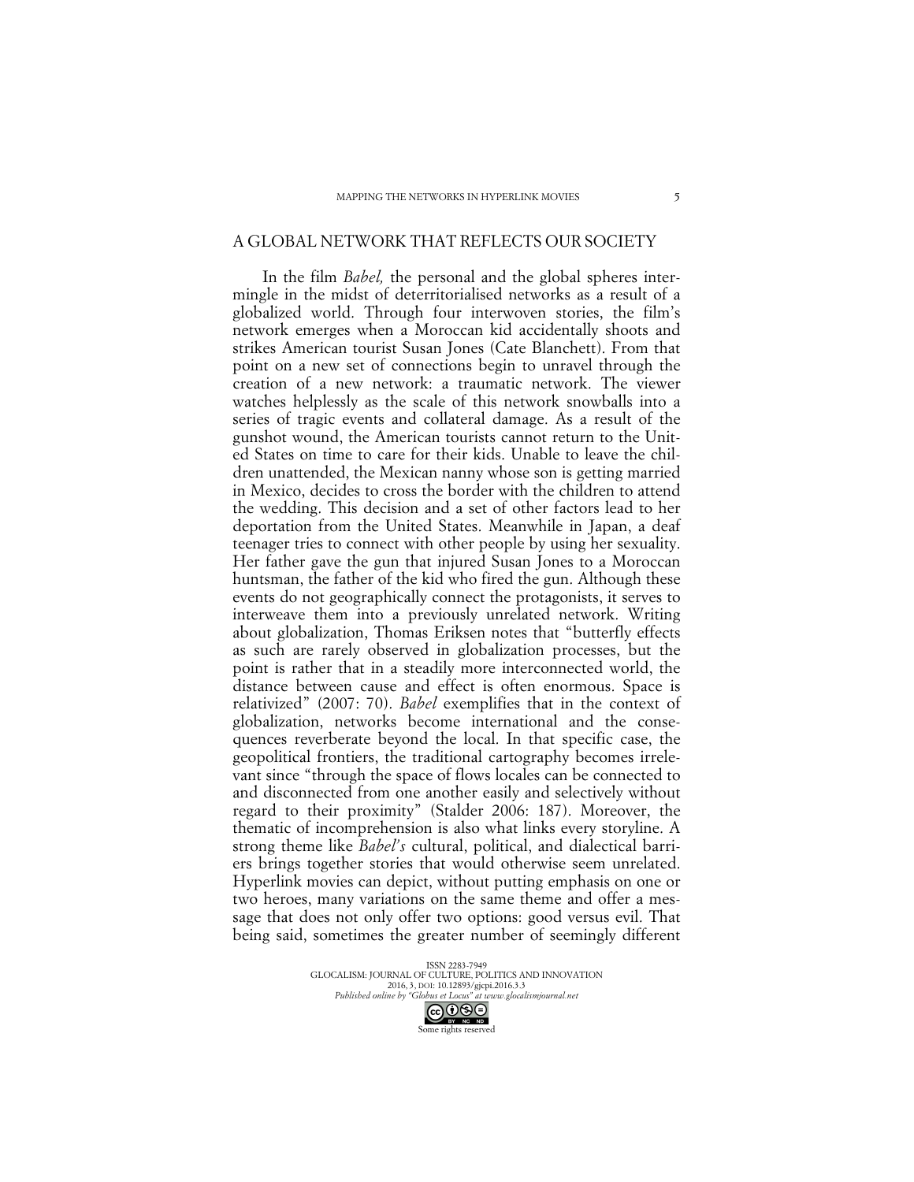## A GLOBAL NETWORK THAT REFLECTS OUR SOCIETY

In the film *Babel,* the personal and the global spheres intermingle in the midst of deterritorialised networks as a result of a globalized world. Through four interwoven stories, the film's network emerges when a Moroccan kid accidentally shoots and strikes American tourist Susan Jones (Cate Blanchett). From that point on a new set of connections begin to unravel through the creation of a new network: a traumatic network. The viewer watches helplessly as the scale of this network snowballs into a series of tragic events and collateral damage. As a result of the gunshot wound, the American tourists cannot return to the United States on time to care for their kids. Unable to leave the children unattended, the Mexican nanny whose son is getting married in Mexico, decides to cross the border with the children to attend the wedding. This decision and a set of other factors lead to her deportation from the United States. Meanwhile in Japan, a deaf teenager tries to connect with other people by using her sexuality. Her father gave the gun that injured Susan Jones to a Moroccan huntsman, the father of the kid who fired the gun. Although these events do not geographically connect the protagonists, it serves to interweave them into a previously unrelated network. Writing about globalization, Thomas Eriksen notes that "butterfly effects as such are rarely observed in globalization processes, but the point is rather that in a steadily more interconnected world, the distance between cause and effect is often enormous. Space is relativized" (2007: 70). *Babel* exemplifies that in the context of globalization, networks become international and the consequences reverberate beyond the local. In that specific case, the geopolitical frontiers, the traditional cartography becomes irrelevant since "through the space of flows locales can be connected to and disconnected from one another easily and selectively without regard to their proximity" (Stalder 2006: 187). Moreover, the thematic of incomprehension is also what links every storyline. A strong theme like *Babel's* cultural, political, and dialectical barriers brings together stories that would otherwise seem unrelated. Hyperlink movies can depict, without putting emphasis on one or two heroes, many variations on the same theme and offer a message that does not only offer two options: good versus evil. That being said, sometimes the greater number of seemingly different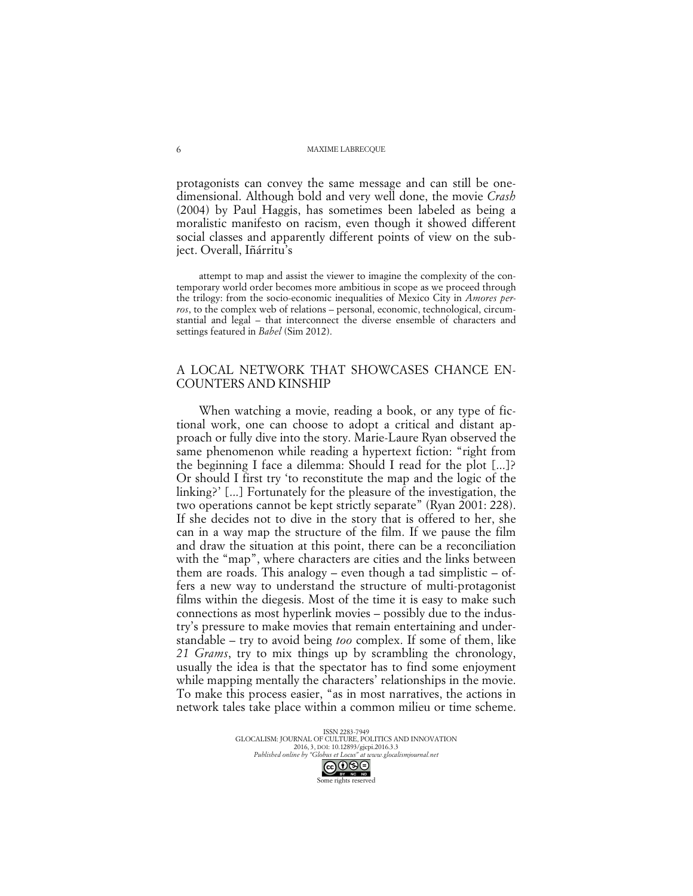protagonists can convey the same message and can still be one-dimensional. Although bold and very well done, the movie *Crash* (2004) by Paul Haggis, has sometimes been labeled as being a moralistic manifesto on racism, even though it showed different social classes and apparently different points of view on the subject. Overall, Iñárritu's

> attempt to map and assist the viewer to imagine the complexity of the contemporary world order becomes more ambitious in scope as we proceed through the trilogy: from the socio-economic inequalities of Mexico City in *Amores perros*, to the complex web of relations – personal, economic, technological, circumstantial and legal – that interconnect the diverse ensemble of characters and settings featured in *Babel* (Sim 2012).

## A LOCAL NETWORK THAT SHOWCASES CHANCE ENCOUNTERS AND KINSHIP

When watching a movie, reading a book, or any type of fictional work, one can choose to adopt a critical and distant approach or fully dive into the story. Marie-Laure Ryan observed the same phenomenon while reading a hypertext fiction: "right from the beginning I face a dilemma: Should I read for the plot [...]? Or should I first try 'to reconstitute the map and the logic of the linking?' [...] Fortunately for the pleasure of the investigation, the two operations cannot be kept strictly separate" (Ryan 2001: 228). If she decides not to dive in the story that is offered to her, she can in a way map the structure of the film. If we pause the film and draw the situation at this point, there can be a reconciliation with the "map", where characters are cities and the links between them are roads. This analogy – even though a tad simplistic – offers a new way to understand the structure of multi-protagonist films within the diegesis. Most of the time it is easy to make such connections as most hyperlink movies – possibly due to the industry's pressure to make movies that remain entertaining and understandable – try to avoid being *too* complex. If some of them, like *21 Grams*, try to mix things up by scrambling the chronology, usually the idea is that the spectator has to find some enjoyment while mapping mentally the characters' relationships in the movie. To make this process easier, "as in most narratives, the actions in network tales take place within a common milieu or time scheme.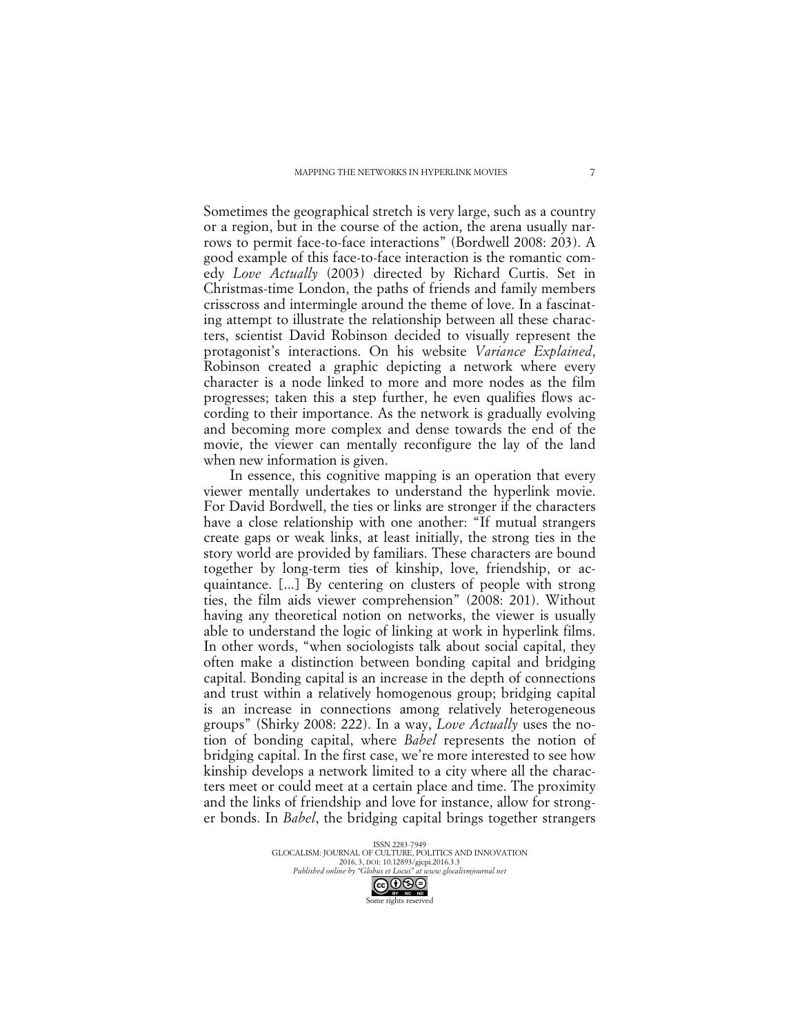Sometimes the geographical stretch is very large, such as a country or a region, but in the course of the action, the arena usually narrows to permit face-to-face interactions" (Bordwell 2008: 203). A good example of this face-to-face interaction is the romantic comedy *Love Actually* (2003) directed by Richard Curtis. Set in Christmas-time London, the paths of friends and family members crisscross and intermingle around the theme of love. In a fascinating attempt to illustrate the relationship between all these characters, scientist David Robinson decided to visually represent the protagonist's interactions. On his website *Variance Explained*, Robinson created a graphic depicting a network where every character is a node linked to more and more nodes as the film progresses; taken this a step further, he even qualifies flows according to their importance. As the network is gradually evolving and becoming more complex and dense towards the end of the movie, the viewer can mentally reconfigure the lay of the land when new information is given.

In essence, this cognitive mapping is an operation that every viewer mentally undertakes to understand the hyperlink movie. For David Bordwell, the ties or links are stronger if the characters have a close relationship with one another: "If mutual strangers create gaps or weak links, at least initially, the strong ties in the story world are provided by familiars. These characters are bound together by long-term ties of kinship, love, friendship, or acquaintance. [...] By centering on clusters of people with strong ties, the film aids viewer comprehension" (2008: 201). Without having any theoretical notion on networks, the viewer is usually able to understand the logic of linking at work in hyperlink films. In other words, "when sociologists talk about social capital, they often make a distinction between bonding capital and bridging capital. Bonding capital is an increase in the depth of connections and trust within a relatively homogenous group; bridging capital is an increase in connections among relatively heterogeneous groups" (Shirky 2008: 222). In a way, *Love Actually* uses the notion of bonding capital, where *Babel* represents the notion of bridging capital. In the first case, we're more interested to see how kinship develops a network limited to a city where all the characters meet or could meet at a certain place and time. The proximity and the links of friendship and love for instance, allow for stronger bonds. In *Babel*, the bridging capital brings together strangers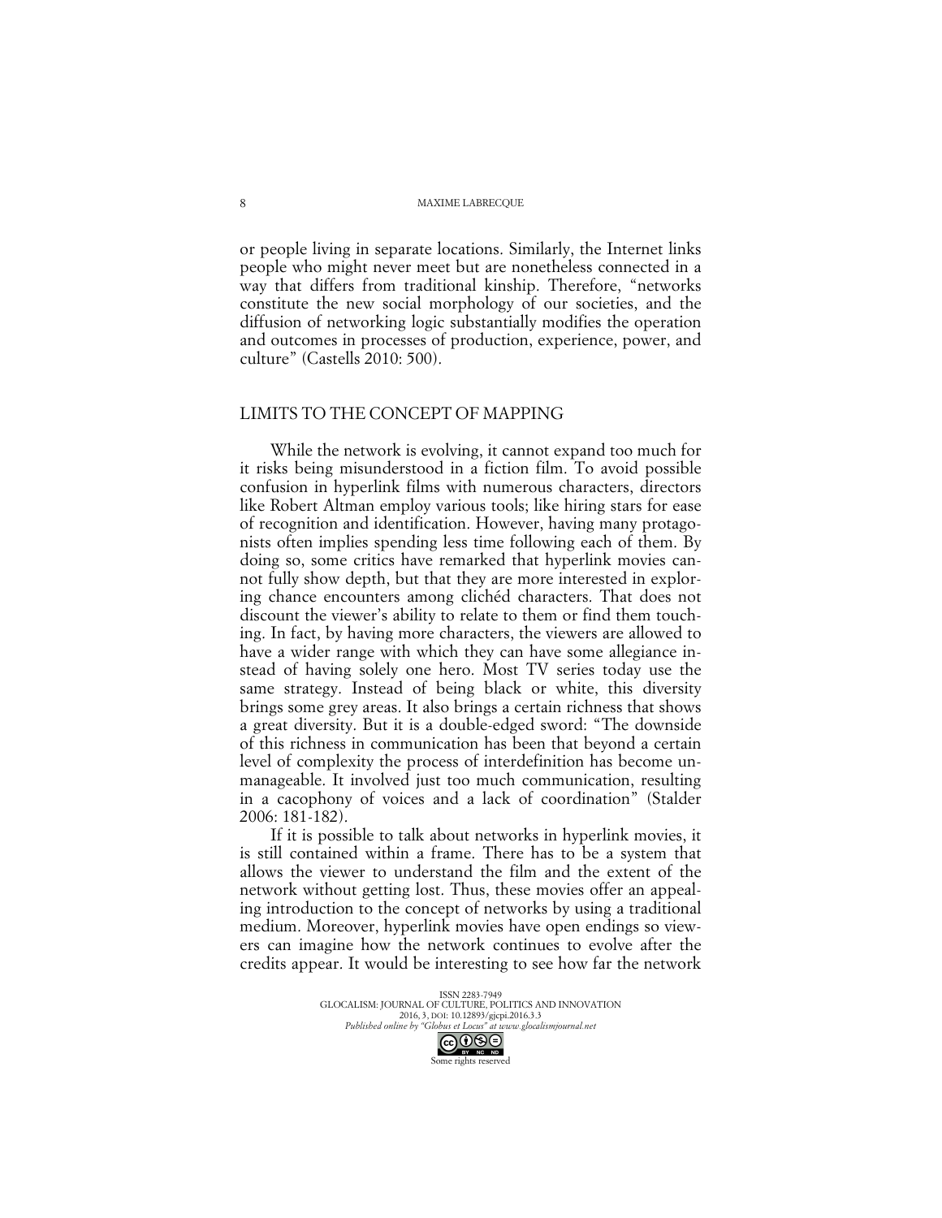or people living in separate locations. Similarly, the Internet links people who might never meet but are nonetheless connected in a way that differs from traditional kinship. Therefore, "networks constitute the new social morphology of our societies, and the diffusion of networking logic substantially modifies the operation and outcomes in processes of production, experience, power, and culture" (Castells 2010: 500).

## LIMITS TO THE CONCEPT OF MAPPING

While the network is evolving, it cannot expand too much for it risks being misunderstood in a fiction film. To avoid possible confusion in hyperlink films with numerous characters, directors like Robert Altman employ various tools; like hiring stars for ease of recognition and identification. However, having many protagonists often implies spending less time following each of them. By doing so, some critics have remarked that hyperlink movies cannot fully show depth, but that they are more interested in exploring chance encounters among clichéd characters. That does not discount the viewer's ability to relate to them or find them touching. In fact, by having more characters, the viewers are allowed to have a wider range with which they can have some allegiance instead of having solely one hero. Most TV series today use the same strategy. Instead of being black or white, this diversity brings some grey areas. It also brings a certain richness that shows a great diversity. But it is a double-edged sword: "The downside of this richness in communication has been that beyond a certain level of complexity the process of interdefinition has become unmanageable. It involved just too much communication, resulting in a cacophony of voices and a lack of coordination" (Stalder 2006: 181-182).

If it is possible to talk about networks in hyperlink movies, it is still contained within a frame. There has to be a system that allows the viewer to understand the film and the extent of the network without getting lost. Thus, these movies offer an appealing introduction to the concept of networks by using a traditional medium. Moreover, hyperlink movies have open endings so viewers can imagine how the network continues to evolve after the credits appear. It would be interesting to see how far the network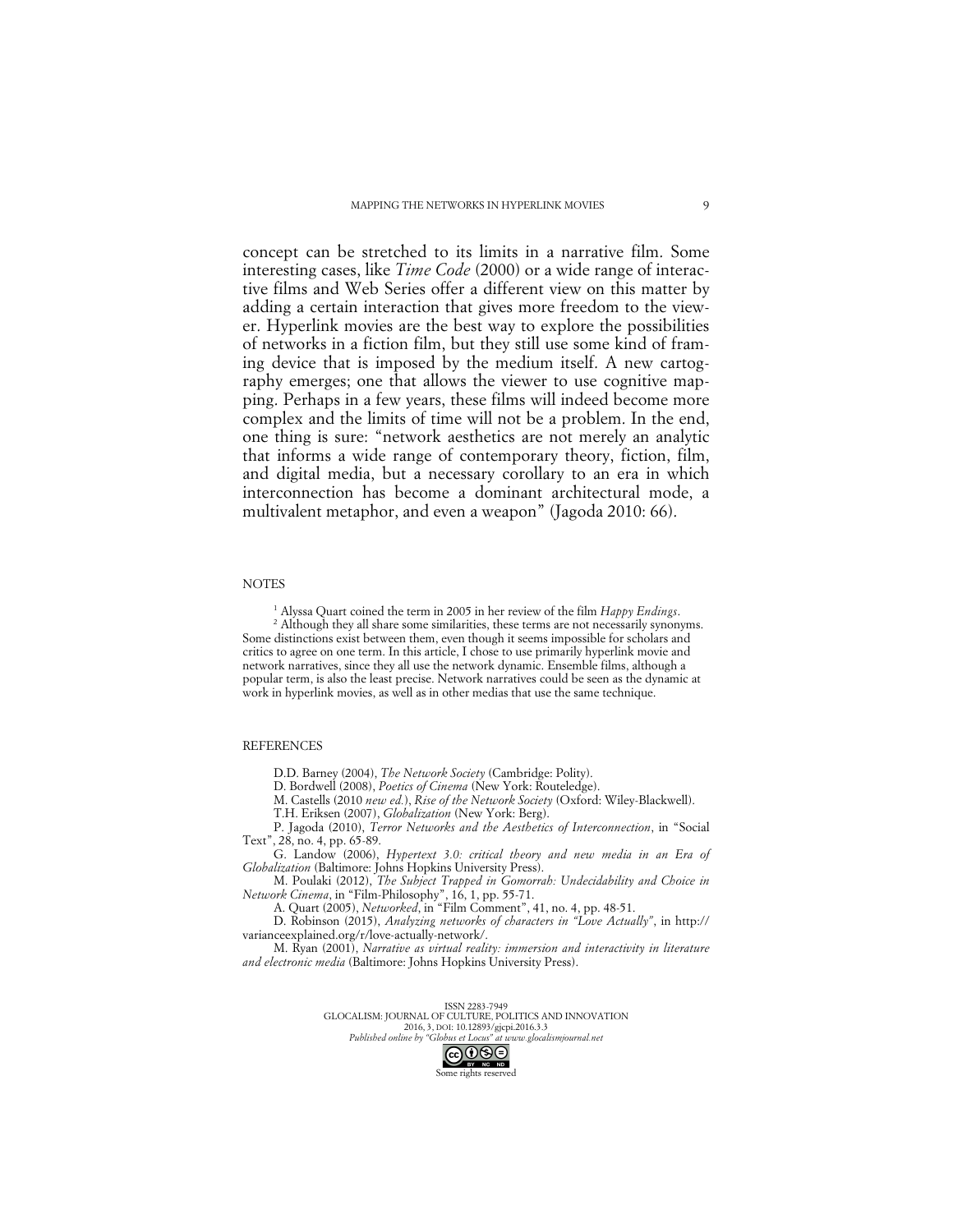concept can be stretched to its limits in a narrative film. Some interesting cases, like *Time Code* (2000) or a wide range of interactive films and Web Series offer a different view on this matter by adding a certain interaction that gives more freedom to the viewer. Hyperlink movies are the best way to explore the possibilities of networks in a fiction film, but they still use some kind of framing device that is imposed by the medium itself. A new cartography emerges; one that allows the viewer to use cognitive mapping. Perhaps in a few years, these films will indeed become more complex and the limits of time will not be a problem. In the end, one thing is sure: "network aesthetics are not merely an analytic that informs a wide range of contemporary theory, fiction, film, and digital media, but a necessary corollary to an era in which interconnection has become a dominant architectural mode, a multivalent metaphor, and even a weapon" (Jagoda 2010: 66).

## NOTES

[1] Alyssa Quart coined the term in 2005 in her review of the film *Happy Endings*.

[2] Although they all share some similarities, these terms are not necessarily synonyms. Some distinctions exist between them, even though it seems impossible for scholars and critics to agree on one term. In this article, I chose to use primarily hyperlink movie and network narratives, since they all use the network dynamic. Ensemble films, although a popular term, is also the least precise. Network narratives could be seen as the dynamic at work in hyperlink movies, as well as in other medias that use the same technique.

## REFERENCES

D.D. Barney (2004), *The Network Society* (Cambridge: Polity).

D. Bordwell (2008), *Poetics of Cinema* (New York: Routeledge).

M. Castells (2010 *new ed.*), *Rise of the Network Society* (Oxford: Wiley-Blackwell).

T.H. Eriksen (2007), *Globalization* (New York: Berg).

P. Jagoda (2010), *Terror Networks and the Aesthetics of Interconnection*, in "Social Text", 28, no. 4, pp. 65-89.

G. Landow (2006), *Hypertext 3.0: critical theory and new media in an Era of Globalization* (Baltimore: Johns Hopkins University Press).

M. Poulaki (2012), *The Subject Trapped in Gomorrah: Undecidability and Choice in Network Cinema*, in "Film-Philosophy", 16, 1, pp. 55-71.

A. Quart (2005), *Networked*, in "Film Comment", 41, no. 4, pp. 48-51.

D. Robinson (2015), *Analyzing networks of characters in "Love Actually"*, in http://varianceexplained.org/r/love-actually-network/.

M. Ryan (2001), *Narrative as virtual reality: immersion and interactivity in literature and electronic media* (Baltimore: Johns Hopkins University Press).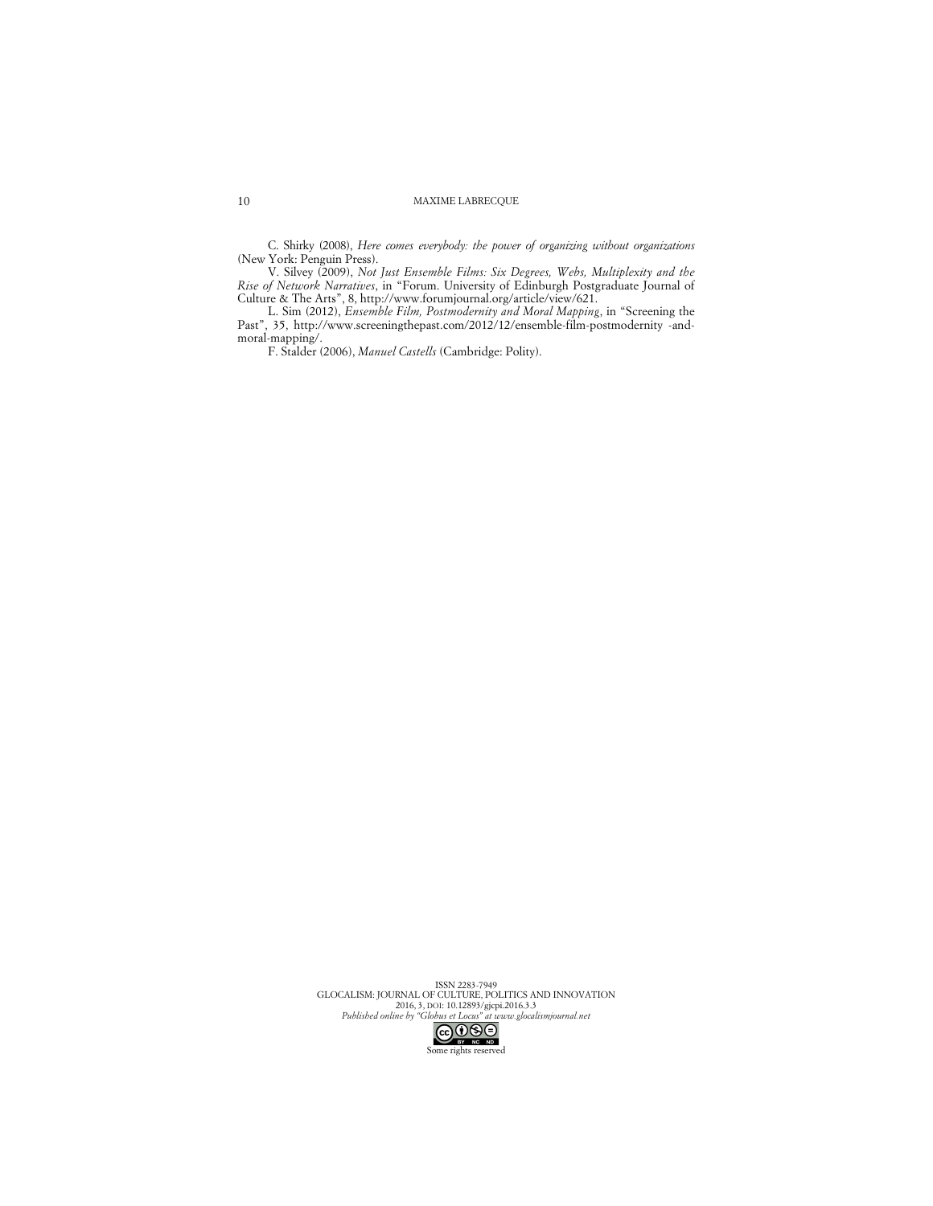C. Shirky (2008), *Here comes everybody: the power of organizing without organizations* (New York: Penguin Press).

V. Silvey (2009), *Not Just Ensemble Films: Six Degrees, Webs, Multiplexity and the Rise of Network Narratives*, in "Forum. University of Edinburgh Postgraduate Journal of Culture & The Arts", 8, http://www.forumjournal.org/article/view/621.

L. Sim (2012), *Ensemble Film, Postmodernity and Moral Mapping*, in "Screening the Past", 35, http://www.screeningthepast.com/2012/12/ensemble-film-postmodernity -and-moral-mapping/.

F. Stalder (2006), *Manuel Castells* (Cambridge: Polity).

ISSN 2283-7949
GLOCALISM: JOURNAL OF CULTURE, POLITICS AND INNOVATION
2016, 3, DOI: 10.12893/gjcpi.2016.3.3
*Published online by "Globus et Locus" at www.glocalismjournal.net*
Some rights reserved